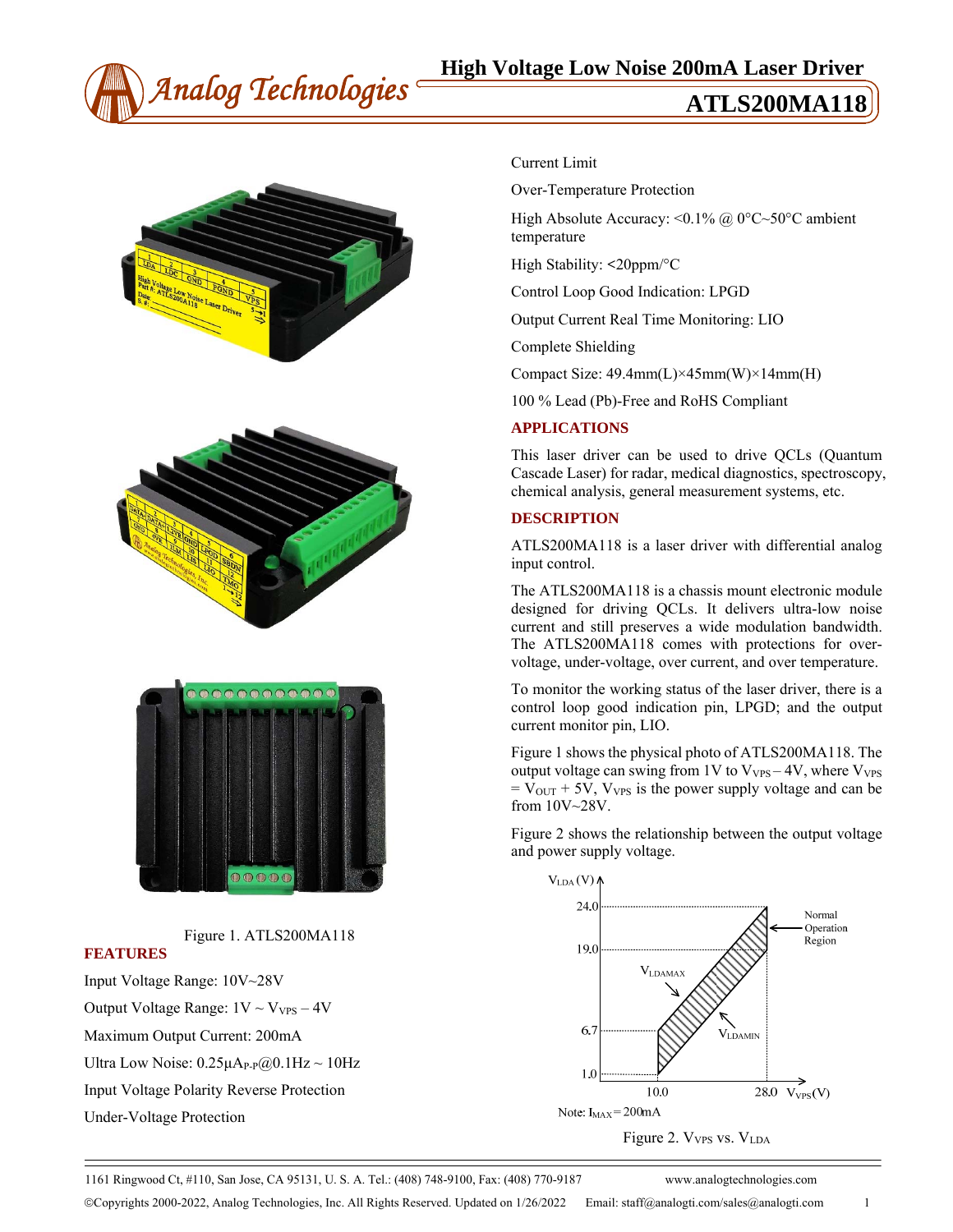# High Voltage Low Noise 200mA Laser Driver

# ATLS200MA118

Figure 1. ATLS200MA118

## FEATURES

Input Voltage Range: 10V~28V

Output Voltage Range: 1V ~ $V_{VPS}$ – 4V

Maximum Output Current: 200mA

Ultra Low Noise: 0.25μ$A_{P-P}$@0.1Hz ~ 10Hz

Input Voltage Polarity Reverse Protection

Under-Voltage Protection

Current Limit

Over-Temperature Protection

High Absolute Accuracy: <0.1% @ 0°C~50°C ambient temperature

High Stability: <20ppm/°C

Control Loop Good Indication: LPGD

Output Current Real Time Monitoring: LIO

Complete Shielding

Compact Size: 49.4mm(L)×45mm(W)×14mm(H)

100 % Lead (Pb)-Free and RoHS Compliant

## APPLICATIONS

This laser driver can be used to drive QCLs (Quantum Cascade Laser) for radar, medical diagnostics, spectroscopy, chemical analysis, general measurement systems, etc.

## DESCRIPTION

ATLS200MA118 is a laser driver with differential analog input control.

The ATLS200MA118 is a chassis mount electronic module designed for driving QCLs. It delivers ultra-low noise current and still preserves a wide modulation bandwidth. The ATLS200MA118 comes with protections for over-voltage, under-voltage, over current, and over temperature.

To monitor the working status of the laser driver, there is a control loop good indication pin, LPGD; and the output current monitor pin, LIO.

Figure 1 shows the physical photo of ATLS200MA118. The output voltage can swing from 1V to $V_{VPS}$ – 4V, where $V_{VPS}$ = $V_{OUT}$ + 5V, $V_{VPS}$ is the power supply voltage and can be from 10V~28V.

Figure 2 shows the relationship between the output voltage and power supply voltage.

Note: $I_{MAX}$ = 200mA

Figure 2. $V_{VPS}$ vs. $V_{LDA}$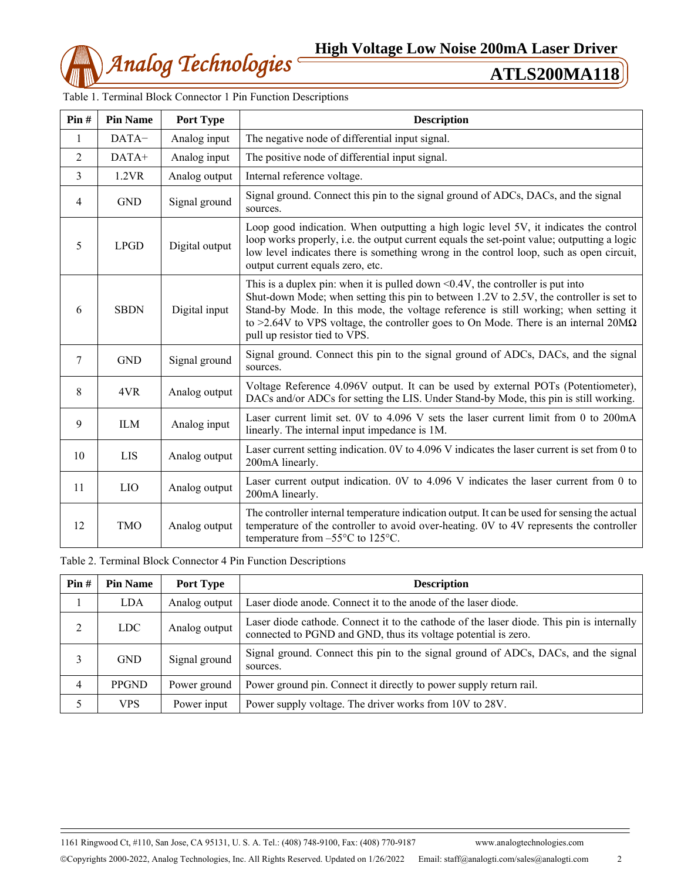Table 1. Terminal Block Connector 1 Pin Function Descriptions

| Pin # | Pin Name | Port Type | Description |
|---|---|---|---|
| 1 | DATA− | Analog input | The negative node of differential input signal. |
| 2 | DATA+ | Analog input | The positive node of differential input signal. |
| 3 | 1.2VR | Analog output | Internal reference voltage. |
| 4 | GND | Signal ground | Signal ground. Connect this pin to the signal ground of ADCs, DACs, and the signal sources. |
| 5 | LPGD | Digital output | Loop good indication. When outputting a high logic level 5V, it indicates the control loop works properly, i.e. the output current equals the set-point value; outputting a logic low level indicates there is something wrong in the control loop, such as open circuit, output current equals zero, etc. |
| 6 | SBDN | Digital input | This is a duplex pin: when it is pulled down <0.4V, the controller is put into Shut-down Mode; when setting this pin to between 1.2V to 2.5V, the controller is set to Stand-by Mode. In this mode, the voltage reference is still working; when setting it to >2.64V to VPS voltage, the controller goes to On Mode. There is an internal 20MΩ pull up resistor tied to VPS. |
| 7 | GND | Signal ground | Signal ground. Connect this pin to the signal ground of ADCs, DACs, and the signal sources. |
| 8 | 4VR | Analog output | Voltage Reference 4.096V output. It can be used by external POTs (Potentiometer), DACs and/or ADCs for setting the LIS. Under Stand-by Mode, this pin is still working. |
| 9 | ILM | Analog input | Laser current limit set. 0V to 4.096 V sets the laser current limit from 0 to 200mA linearly. The internal input impedance is 1M. |
| 10 | LIS | Analog output | Laser current setting indication. 0V to 4.096 V indicates the laser current is set from 0 to 200mA linearly. |
| 11 | LIO | Analog output | Laser current output indication. 0V to 4.096 V indicates the laser current from 0 to 200mA linearly. |
| 12 | TMO | Analog output | The controller internal temperature indication output. It can be used for sensing the actual temperature of the controller to avoid over-heating. 0V to 4V represents the controller temperature from –55°C to 125°C. |

Table 2. Terminal Block Connector 4 Pin Function Descriptions

| Pin # | Pin Name | Port Type | Description |
|---|---|---|---|
| 1 | LDA | Analog output | Laser diode anode. Connect it to the anode of the laser diode. |
| 2 | LDC | Analog output | Laser diode cathode. Connect it to the cathode of the laser diode. This pin is internally connected to PGND and GND, thus its voltage potential is zero. |
| 3 | GND | Signal ground | Signal ground. Connect this pin to the signal ground of ADCs, DACs, and the signal sources. |
| 4 | PPGND | Power ground | Power ground pin. Connect it directly to power supply return rail. |
| 5 | VPS | Power input | Power supply voltage. The driver works from 10V to 28V. |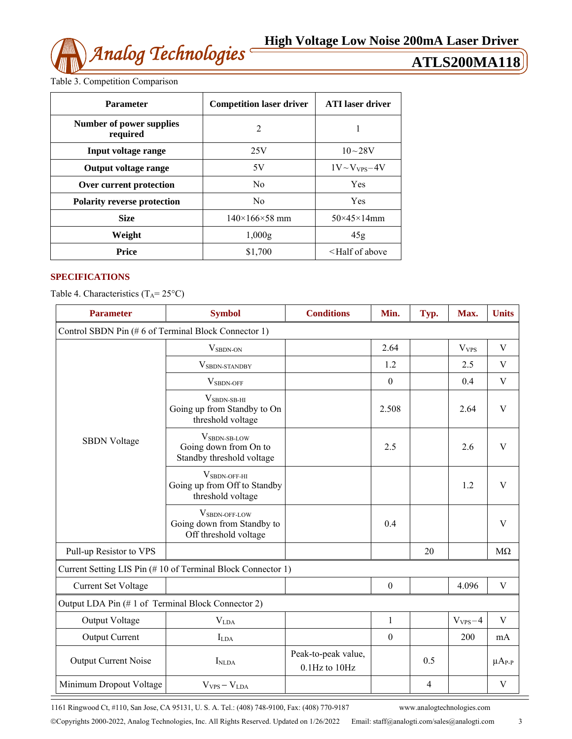Table 3. Competition Comparison

| Parameter | Competition laser driver | ATI laser driver |
|---|---|---|
| Number of power supplies required | 2 | 1 |
| Input voltage range | 25V | 10 ~ 28V |
| Output voltage range | 5V | 1V ~ $V_{VPS}$ − 4V |
| Over current protection | No | Yes |
| Polarity reverse protection | No | Yes |
| Size | 140×166×58 mm | 50×45×14mm |
| Weight | 1,000g | 45g |
| Price | $1,700 | <Half of above |

## SPECIFICATIONS

Table 4. Characteristics ($T_A$= 25°C)

| Parameter | Symbol | Conditions | Min. | Typ. | Max. | Units |
|---|---|---|---|---|---|---|
| Control SBDN Pin (# 6 of Terminal Block Connector 1) | | | | | | |
| SBDN Voltage | $V_{SBDN-ON}$ | | 2.64 | | $V_{VPS}$ | V |
| | $V_{SBDN-STANDBY}$ | | 1.2 | | 2.5 | V |
| | $V_{SBDN-OFF}$ | | 0 | | 0.4 | V |
| | $V_{SBDN-SB-HI}$ Going up from Standby to On threshold voltage | | 2.508 | | 2.64 | V |
| | $V_{SBDN-SB-LOW}$ Going down from On to Standby threshold voltage | | 2.5 | | 2.6 | V |
| | $V_{SBDN-OFF-HI}$ Going up from Off to Standby threshold voltage | | | | 1.2 | V |
| | $V_{SBDN-OFF-LOW}$ Going down from Standby to Off threshold voltage | | 0.4 | | | V |
| Pull-up Resistor to VPS | | | | 20 | | MΩ |
| Current Setting LIS Pin (# 10 of Terminal Block Connector 1) | | | | | | |
| Current Set Voltage | | | 0 | | 4.096 | V |
| Output LDA Pin (# 1 of Terminal Block Connector 2) | | | | | | |
| Output Voltage | $V_{LDA}$ | | 1 | | $V_{VPS}$ − 4 | V |
| Output Current | $I_{LDA}$ | | 0 | | 200 | mA |
| Output Current Noise | $I_{NLDA}$ | Peak-to-peak value, 0.1Hz to 10Hz | | 0.5 | | $\mu A_{P-P}$ |
| Minimum Dropout Voltage | $V_{VPS} - V_{LDA}$ | | | 4 | | V |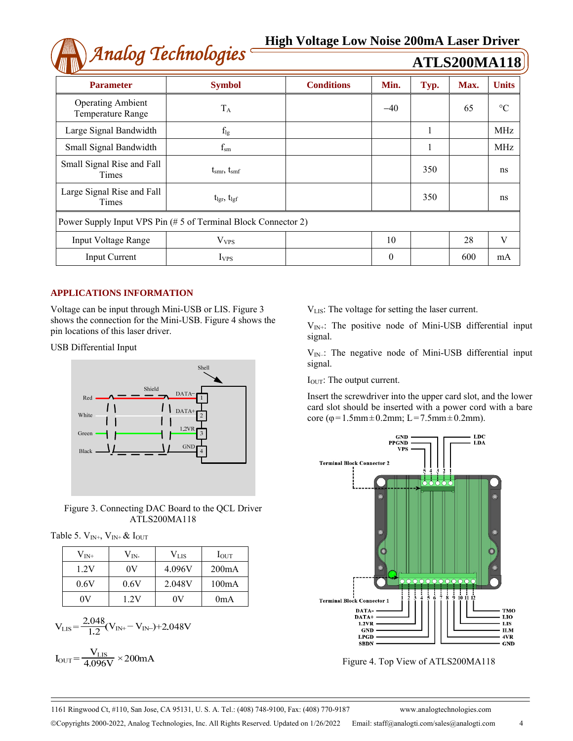| Parameter | Symbol | Conditions | Min. | Typ. | Max. | Units |
|---|---|---|---|---|---|---|
| Operating Ambient Temperature Range | $T_A$ | | −40 | | 65 | °C |
| Large Signal Bandwidth | $f_{lg}$ | | | 1 | | MHz |
| Small Signal Bandwidth | $f_{sm}$ | | | 1 | | MHz |
| Small Signal Rise and Fall Times | $t_{smr}$, $t_{smf}$ | | | 350 | | ns |
| Large Signal Rise and Fall Times | $t_{lgr}$, $t_{lgf}$ | | | 350 | | ns |
| Power Supply Input VPS Pin (# 5 of Terminal Block Connector 2) | | | | | | |
| Input Voltage Range | $V_{VPS}$ | | 10 | | 28 | V |
| Input Current | $I_{VPS}$ | | 0 | | 600 | mA |

## APPLICATIONS INFORMATION

Voltage can be input through Mini-USB or LIS. Figure 3 shows the connection for the Mini-USB. Figure 4 shows the pin locations of this laser driver.

USB Differential Input

Figure 3. Connecting DAC Board to the QCL Driver ATLS200MA118

Table 5. $V_{IN+}$, $V_{IN+}$ & $I_{OUT}$

| $V_{IN+}$ | $V_{IN-}$ | $V_{LIS}$ | $I_{OUT}$ |
|---|---|---|---|
| 1.2V | 0V | 4.096V | 200mA |
| 0.6V | 0.6V | 2.048V | 100mA |
| 0V | 1.2V | 0V | 0mA |

$$V_{LIS} = \frac{2.048}{1.2}(V_{IN+} - V_{IN-}) + 2.048V$$

$$I_{OUT} = \frac{V_{LIS}}{4.096V} \times 200mA$$

$V_{LIS}$: The voltage for setting the laser current.

$V_{IN+}$: The positive node of Mini-USB differential input signal.

$V_{IN-}$: The negative node of Mini-USB differential input signal.

$I_{OUT}$: The output current.

Insert the screwdriver into the upper card slot, and the lower card slot should be inserted with a power cord with a bare core (φ=1.5mm±0.2mm; L=7.5mm±0.2mm).

Figure 4. Top View of ATLS200MA118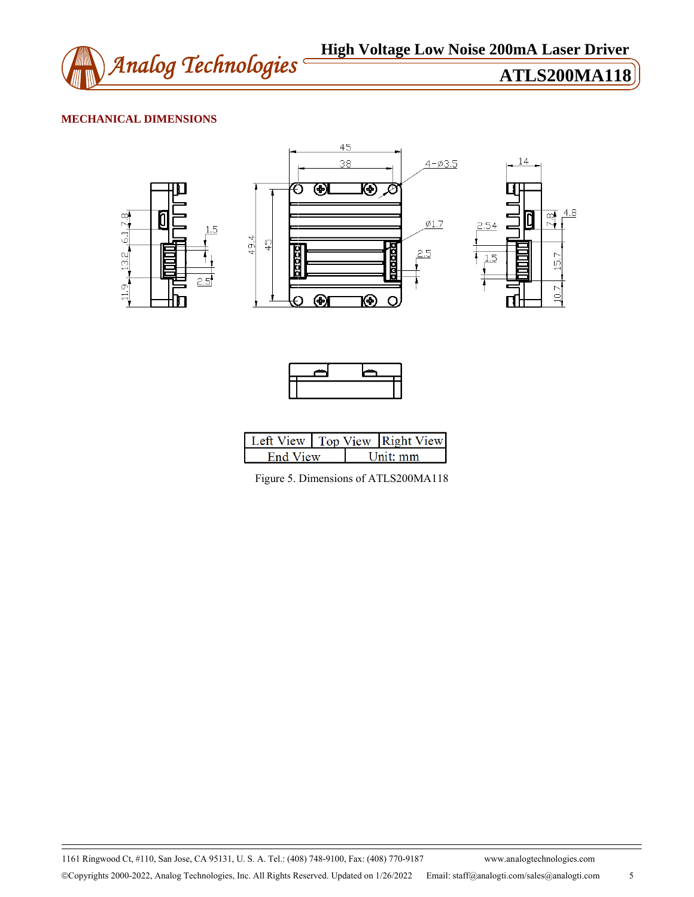## MECHANICAL DIMENSIONS

| Left View | Top View | Right View |
|---|---|---|
| End View | Unit: mm | |

Figure 5. Dimensions of ATLS200MA118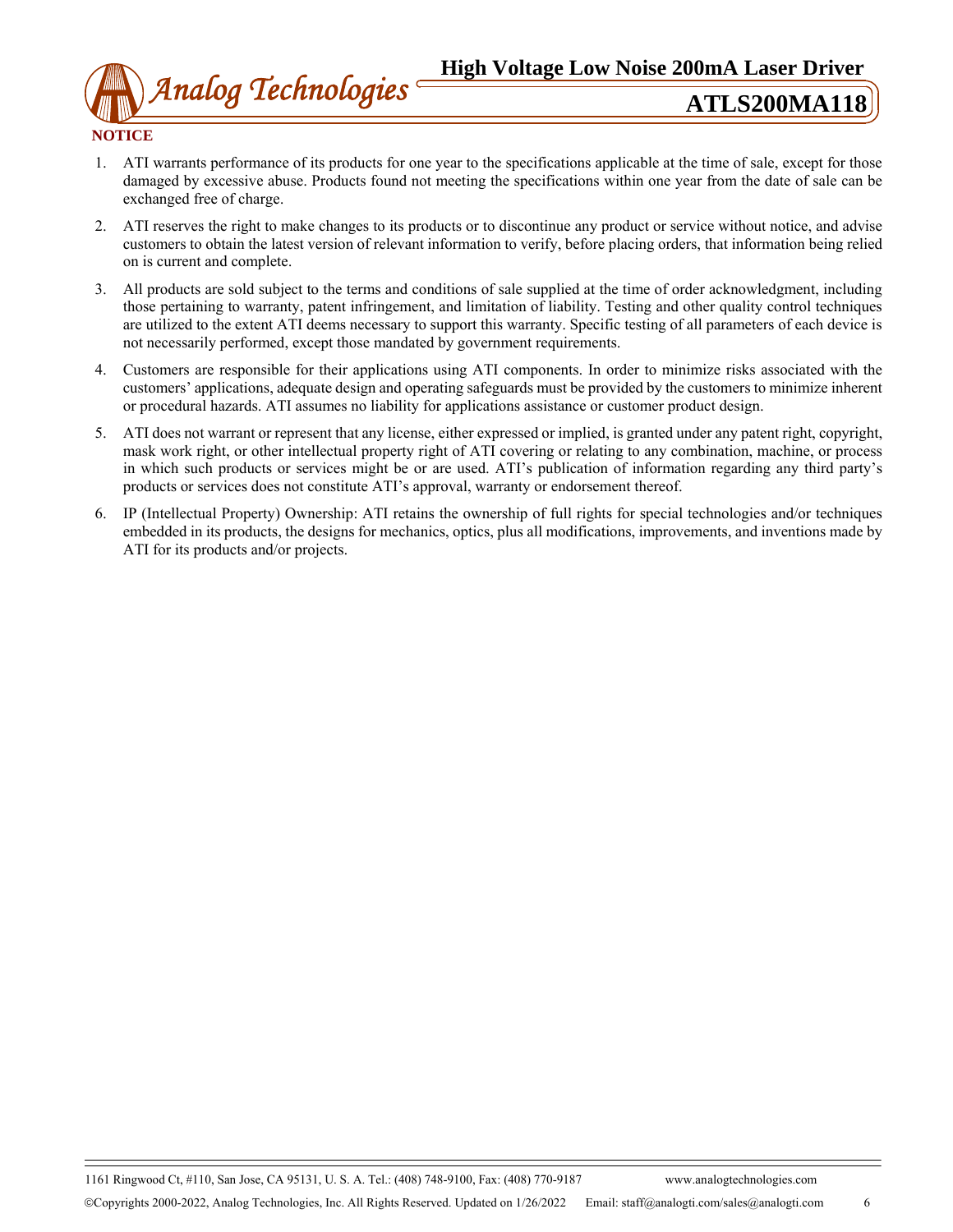## NOTICE

1. ATI warrants performance of its products for one year to the specifications applicable at the time of sale, except for those damaged by excessive abuse. Products found not meeting the specifications within one year from the date of sale can be exchanged free of charge.
2. ATI reserves the right to make changes to its products or to discontinue any product or service without notice, and advise customers to obtain the latest version of relevant information to verify, before placing orders, that information being relied on is current and complete.
3. All products are sold subject to the terms and conditions of sale supplied at the time of order acknowledgment, including those pertaining to warranty, patent infringement, and limitation of liability. Testing and other quality control techniques are utilized to the extent ATI deems necessary to support this warranty. Specific testing of all parameters of each device is not necessarily performed, except those mandated by government requirements.
4. Customers are responsible for their applications using ATI components. In order to minimize risks associated with the customers' applications, adequate design and operating safeguards must be provided by the customers to minimize inherent or procedural hazards. ATI assumes no liability for applications assistance or customer product design.
5. ATI does not warrant or represent that any license, either expressed or implied, is granted under any patent right, copyright, mask work right, or other intellectual property right of ATI covering or relating to any combination, machine, or process in which such products or services might be or are used. ATI's publication of information regarding any third party's products or services does not constitute ATI's approval, warranty or endorsement thereof.
6. IP (Intellectual Property) Ownership: ATI retains the ownership of full rights for special technologies and/or techniques embedded in its products, the designs for mechanics, optics, plus all modifications, improvements, and inventions made by ATI for its products and/or projects.